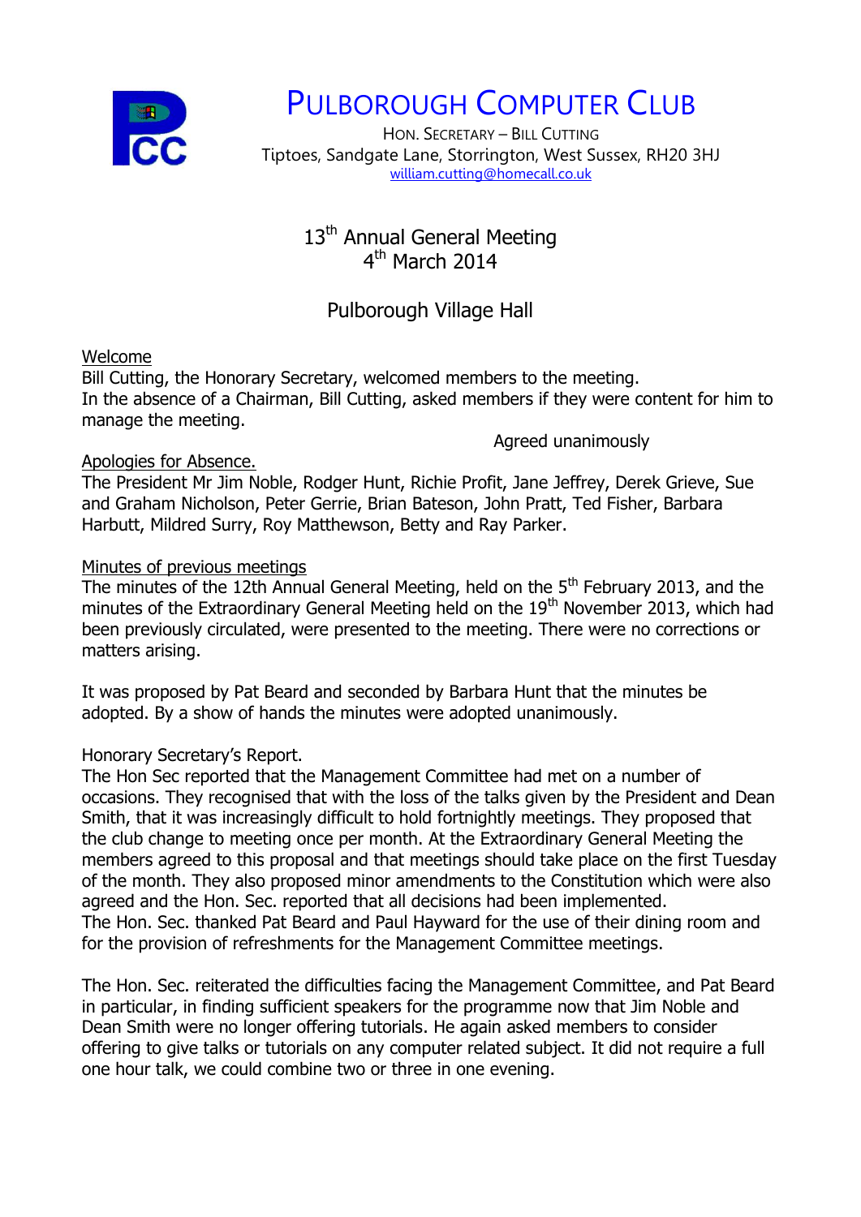# PULBOROUGH COMPUTER CLUB

HON. SECRETARY – BILL CUTTING
Tiptoes, Sandgate Lane, Storrington, West Sussex, RH20 3HJ
william.cutting@homecall.co.uk

## 13th Annual General Meeting
## 4th March 2014

## Pulborough Village Hall

Welcome

Bill Cutting, the Honorary Secretary, welcomed members to the meeting.
In the absence of a Chairman, Bill Cutting, asked members if they were content for him to manage the meeting.

Agreed unanimously

Apologies for Absence.

The President Mr Jim Noble, Rodger Hunt, Richie Profit, Jane Jeffrey, Derek Grieve, Sue and Graham Nicholson, Peter Gerrie, Brian Bateson, John Pratt, Ted Fisher, Barbara Harbutt, Mildred Surry, Roy Matthewson, Betty and Ray Parker.

Minutes of previous meetings

The minutes of the 12th Annual General Meeting, held on the 5th February 2013, and the minutes of the Extraordinary General Meeting held on the 19th November 2013, which had been previously circulated, were presented to the meeting. There were no corrections or matters arising.

It was proposed by Pat Beard and seconded by Barbara Hunt that the minutes be adopted. By a show of hands the minutes were adopted unanimously.

Honorary Secretary's Report.

The Hon Sec reported that the Management Committee had met on a number of occasions. They recognised that with the loss of the talks given by the President and Dean Smith, that it was increasingly difficult to hold fortnightly meetings. They proposed that the club change to meeting once per month. At the Extraordinary General Meeting the members agreed to this proposal and that meetings should take place on the first Tuesday of the month. They also proposed minor amendments to the Constitution which were also agreed and the Hon. Sec. reported that all decisions had been implemented.
The Hon. Sec. thanked Pat Beard and Paul Hayward for the use of their dining room and for the provision of refreshments for the Management Committee meetings.

The Hon. Sec. reiterated the difficulties facing the Management Committee, and Pat Beard in particular, in finding sufficient speakers for the programme now that Jim Noble and Dean Smith were no longer offering tutorials. He again asked members to consider offering to give talks or tutorials on any computer related subject. It did not require a full one hour talk, we could combine two or three in one evening.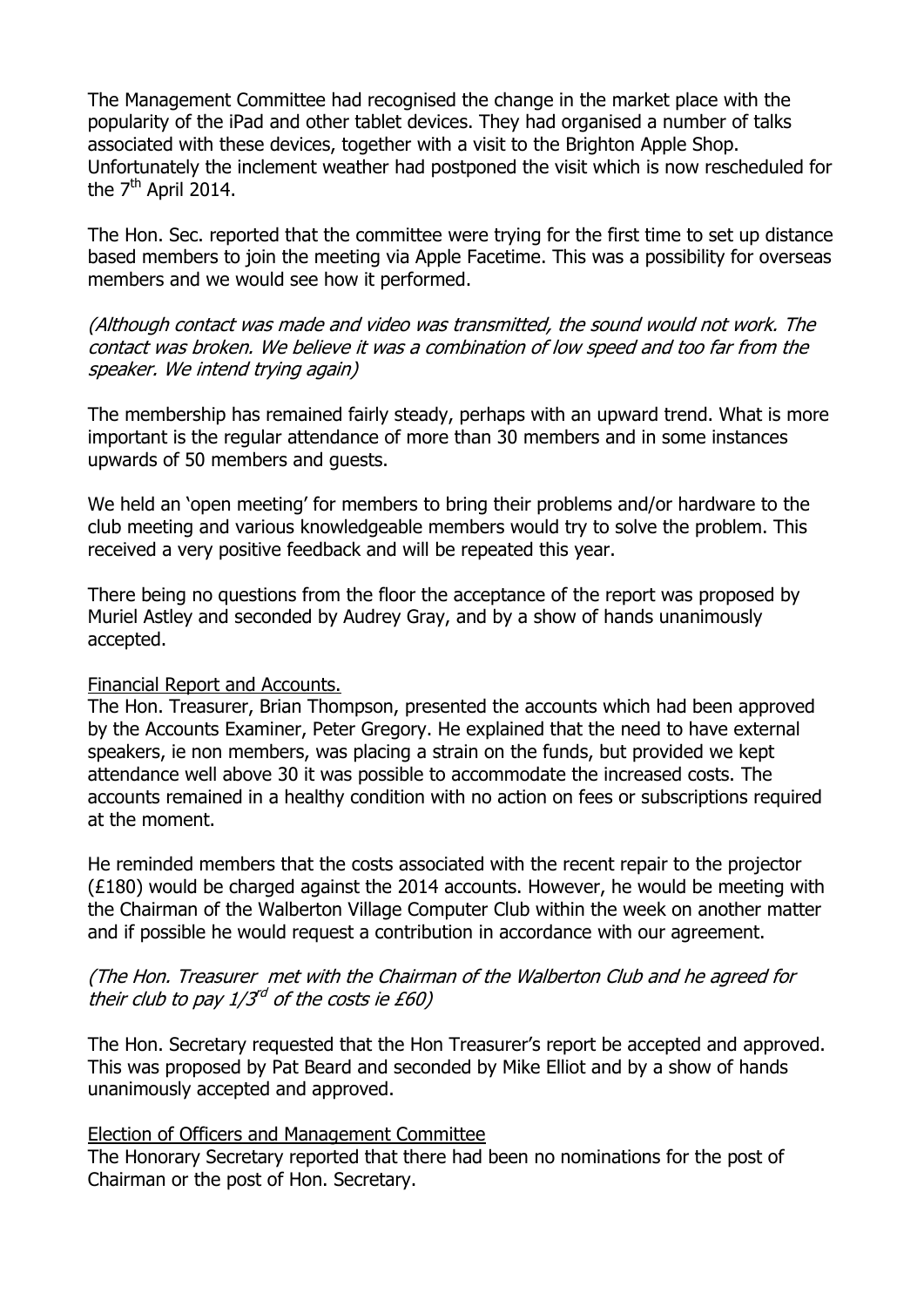The Management Committee had recognised the change in the market place with the popularity of the iPad and other tablet devices. They had organised a number of talks associated with these devices, together with a visit to the Brighton Apple Shop. Unfortunately the inclement weather had postponed the visit which is now rescheduled for the 7th April 2014.

The Hon. Sec. reported that the committee were trying for the first time to set up distance based members to join the meeting via Apple Facetime. This was a possibility for overseas members and we would see how it performed.

*(Although contact was made and video was transmitted, the sound would not work. The contact was broken. We believe it was a combination of low speed and too far from the speaker. We intend trying again)*

The membership has remained fairly steady, perhaps with an upward trend. What is more important is the regular attendance of more than 30 members and in some instances upwards of 50 members and guests.

We held an 'open meeting' for members to bring their problems and/or hardware to the club meeting and various knowledgeable members would try to solve the problem. This received a very positive feedback and will be repeated this year.

There being no questions from the floor the acceptance of the report was proposed by Muriel Astley and seconded by Audrey Gray, and by a show of hands unanimously accepted.

<u>Financial Report and Accounts.</u>

The Hon. Treasurer, Brian Thompson, presented the accounts which had been approved by the Accounts Examiner, Peter Gregory. He explained that the need to have external speakers, ie non members, was placing a strain on the funds, but provided we kept attendance well above 30 it was possible to accommodate the increased costs. The accounts remained in a healthy condition with no action on fees or subscriptions required at the moment.

He reminded members that the costs associated with the recent repair to the projector (£180) would be charged against the 2014 accounts. However, he would be meeting with the Chairman of the Walberton Village Computer Club within the week on another matter and if possible he would request a contribution in accordance with our agreement.

*(The Hon. Treasurer met with the Chairman of the Walberton Club and he agreed for their club to pay 1/3rd of the costs ie £60)*

The Hon. Secretary requested that the Hon Treasurer's report be accepted and approved. This was proposed by Pat Beard and seconded by Mike Elliot and by a show of hands unanimously accepted and approved.

<u>Election of Officers and Management Committee</u>

The Honorary Secretary reported that there had been no nominations for the post of Chairman or the post of Hon. Secretary.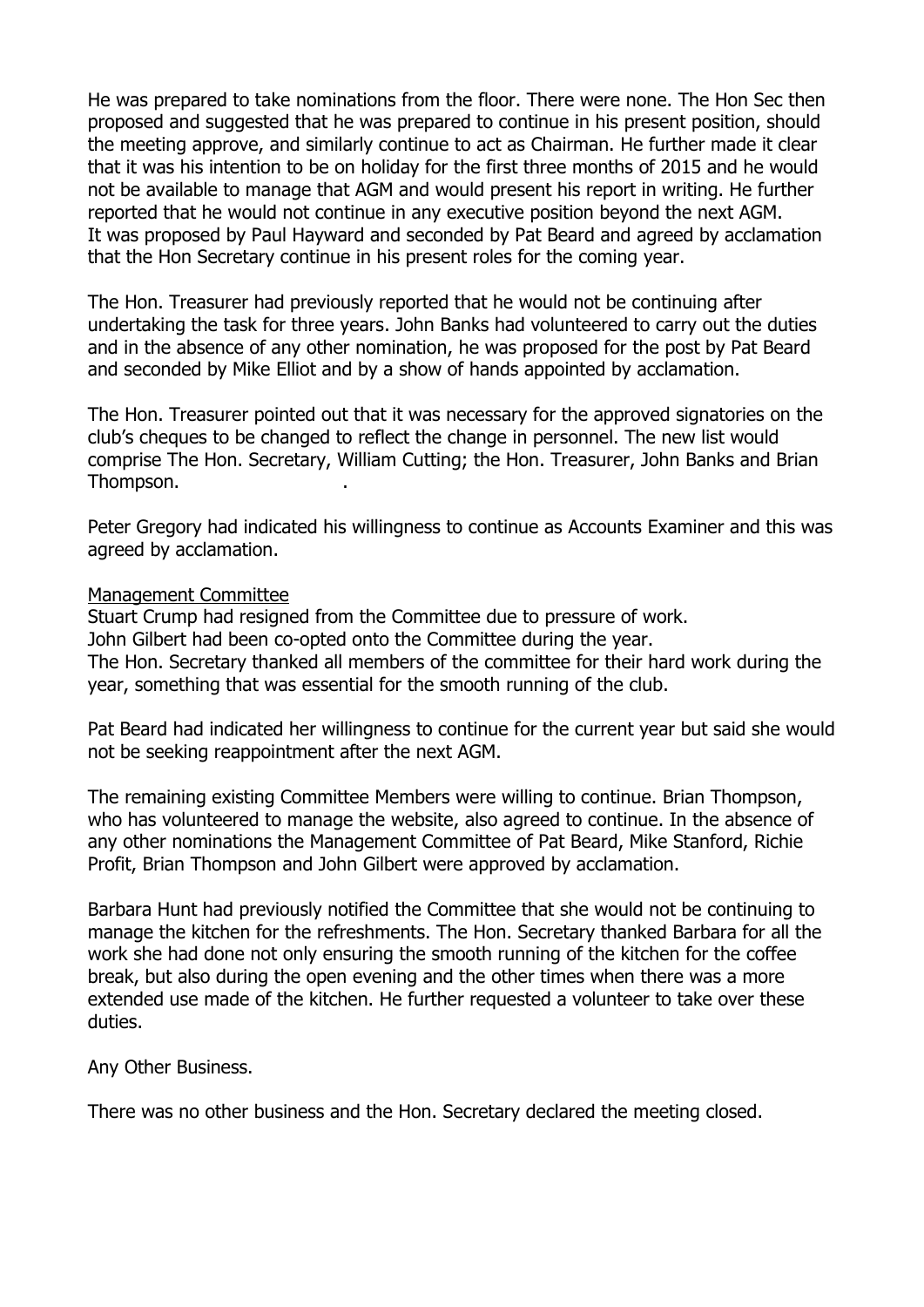He was prepared to take nominations from the floor. There were none. The Hon Sec then proposed and suggested that he was prepared to continue in his present position, should the meeting approve, and similarly continue to act as Chairman. He further made it clear that it was his intention to be on holiday for the first three months of 2015 and he would not be available to manage that AGM and would present his report in writing. He further reported that he would not continue in any executive position beyond the next AGM. It was proposed by Paul Hayward and seconded by Pat Beard and agreed by acclamation that the Hon Secretary continue in his present roles for the coming year.

The Hon. Treasurer had previously reported that he would not be continuing after undertaking the task for three years. John Banks had volunteered to carry out the duties and in the absence of any other nomination, he was proposed for the post by Pat Beard and seconded by Mike Elliot and by a show of hands appointed by acclamation.

The Hon. Treasurer pointed out that it was necessary for the approved signatories on the club's cheques to be changed to reflect the change in personnel. The new list would comprise The Hon. Secretary, William Cutting; the Hon. Treasurer, John Banks and Brian Thompson. .

Peter Gregory had indicated his willingness to continue as Accounts Examiner and this was agreed by acclamation.

Management Committee

Stuart Crump had resigned from the Committee due to pressure of work.
John Gilbert had been co-opted onto the Committee during the year.
The Hon. Secretary thanked all members of the committee for their hard work during the year, something that was essential for the smooth running of the club.

Pat Beard had indicated her willingness to continue for the current year but said she would not be seeking reappointment after the next AGM.

The remaining existing Committee Members were willing to continue. Brian Thompson, who has volunteered to manage the website, also agreed to continue. In the absence of any other nominations the Management Committee of Pat Beard, Mike Stanford, Richie Profit, Brian Thompson and John Gilbert were approved by acclamation.

Barbara Hunt had previously notified the Committee that she would not be continuing to manage the kitchen for the refreshments. The Hon. Secretary thanked Barbara for all the work she had done not only ensuring the smooth running of the kitchen for the coffee break, but also during the open evening and the other times when there was a more extended use made of the kitchen. He further requested a volunteer to take over these duties.

Any Other Business.

There was no other business and the Hon. Secretary declared the meeting closed.